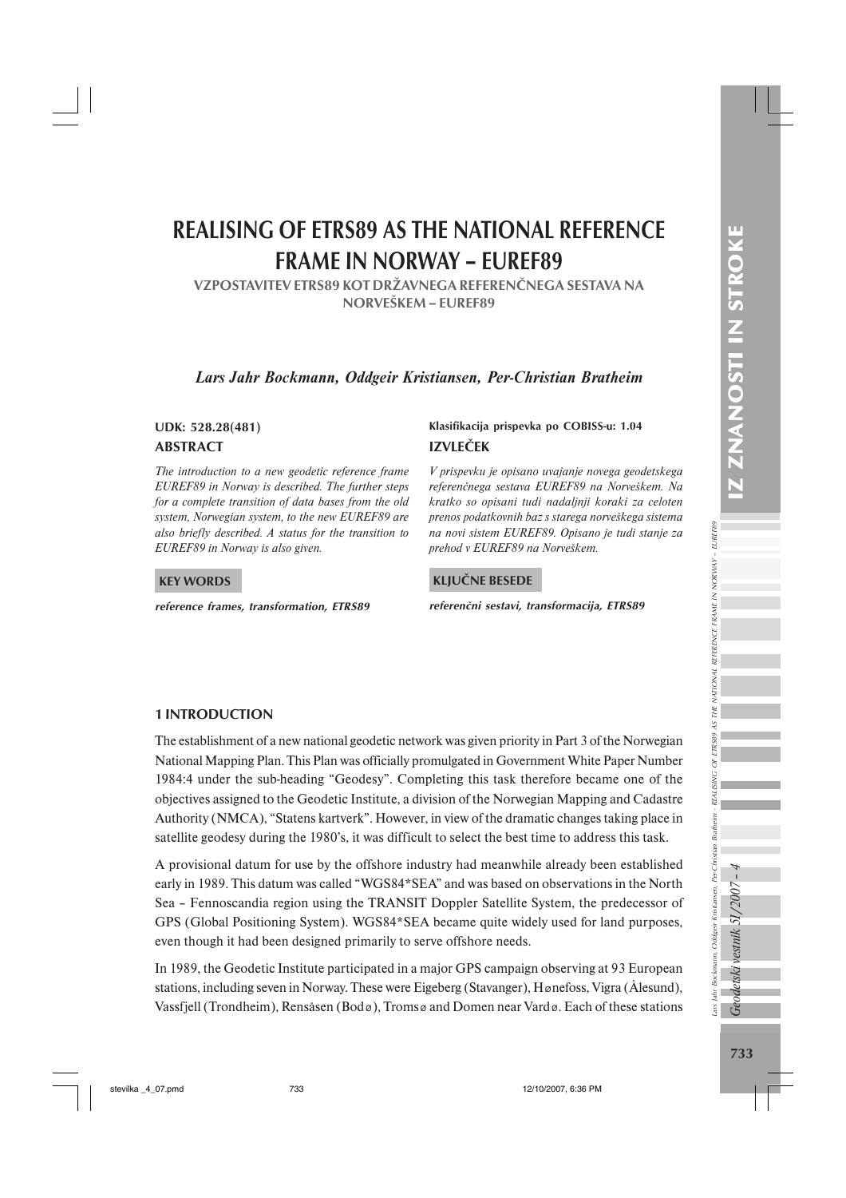# REALISING OF ETRS89 AS THE NATIONAL REFERENCE FRAME IN NORWAY – EUREF89

## VZPOSTAVITEV ETRS89 KOT DRŽAVNEGA REFERENČNEGA SESTAVA NA NORVEŠKEM – EUREF89

*Lars Jahr Bockmann, Oddgeir Kristiansen, Per-Christian Bratheim*

**UDK: 528.28(481)**

**Klasifikacija prispevka po COBISS-u: 1.04**

### ABSTRACT

*The introduction to a new geodetic reference frame EUREF89 in Norway is described. The further steps for a complete transition of data bases from the old system, Norwegian system, to the new EUREF89 are also briefly described. A status for the transition to EUREF89 in Norway is also given.*

### KEY WORDS

***reference frames, transformation, ETRS89***

### IZVLEČEK

*V prispevku je opisano uvajanje novega geodetskega referenčnega sestava EUREF89 na Norveškem. Na kratko so opisani tudi nadaljnji koraki za celoten prenos podatkovnih baz s starega norveškega sistema na novi sistem EUREF89. Opisano je tudi stanje za prehod v EUREF89 na Norveškem.*

### KLJUČNE BESEDE

***referenčni sestavi, transformacija, ETRS89***

## 1 INTRODUCTION

The establishment of a new national geodetic network was given priority in Part 3 of the Norwegian National Mapping Plan. This Plan was officially promulgated in Government White Paper Number 1984:4 under the sub-heading "Geodesy". Completing this task therefore became one of the objectives assigned to the Geodetic Institute, a division of the Norwegian Mapping and Cadastre Authority (NMCA), "Statens kartverk". However, in view of the dramatic changes taking place in satellite geodesy during the 1980's, it was difficult to select the best time to address this task.

A provisional datum for use by the offshore industry had meanwhile already been established early in 1989. This datum was called "WGS84*SEA" and was based on observations in the North Sea – Fennoscandia region using the TRANSIT Doppler Satellite System, the predecessor of GPS (Global Positioning System). WGS84*SEA became quite widely used for land purposes, even though it had been designed primarily to serve offshore needs.

In 1989, the Geodetic Institute participated in a major GPS campaign observing at 93 European stations, including seven in Norway. These were Eigeberg (Stavanger), Hønefoss, Vigra (Ålesund), Vassfjell (Trondheim), Rensåsen (Bodø), Tromsø and Domen near Vardø. Each of these stations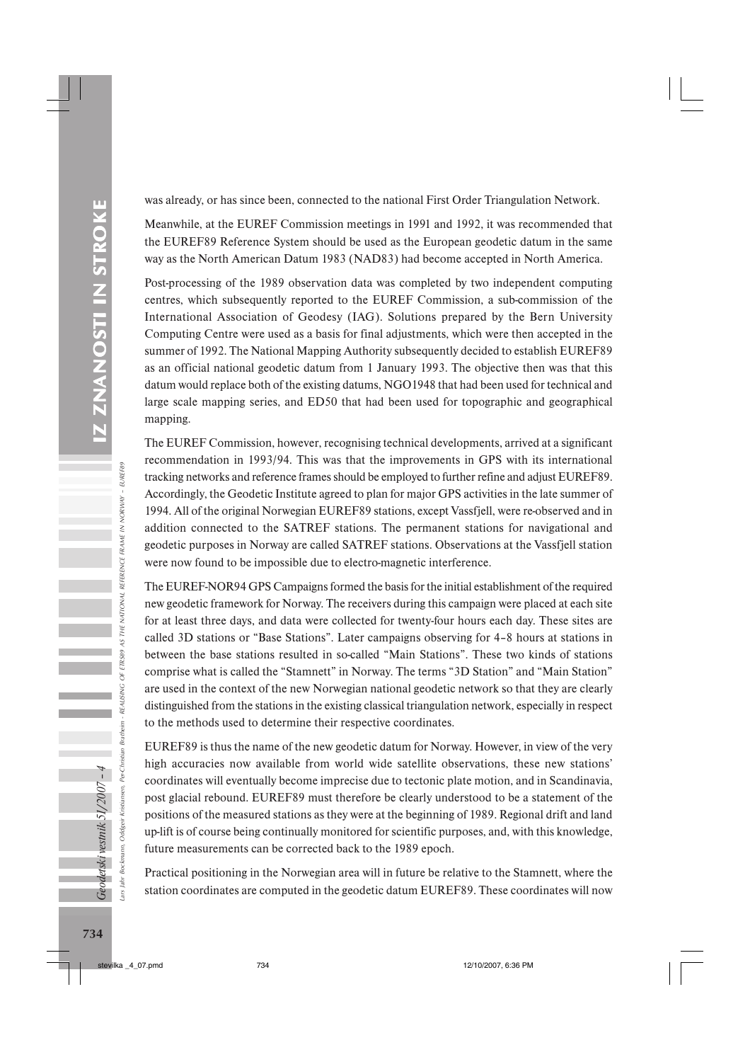was already, or has since been, connected to the national First Order Triangulation Network.

Meanwhile, at the EUREF Commission meetings in 1991 and 1992, it was recommended that the EUREF89 Reference System should be used as the European geodetic datum in the same way as the North American Datum 1983 (NAD83) had become accepted in North America.

Post-processing of the 1989 observation data was completed by two independent computing centres, which subsequently reported to the EUREF Commission, a sub-commission of the International Association of Geodesy (IAG). Solutions prepared by the Bern University Computing Centre were used as a basis for final adjustments, which were then accepted in the summer of 1992. The National Mapping Authority subsequently decided to establish EUREF89 as an official national geodetic datum from 1 January 1993. The objective then was that this datum would replace both of the existing datums, NGO1948 that had been used for technical and large scale mapping series, and ED50 that had been used for topographic and geographical mapping.

The EUREF Commission, however, recognising technical developments, arrived at a significant recommendation in 1993/94. This was that the improvements in GPS with its international tracking networks and reference frames should be employed to further refine and adjust EUREF89. Accordingly, the Geodetic Institute agreed to plan for major GPS activities in the late summer of 1994. All of the original Norwegian EUREF89 stations, except Vassfjell, were re-observed and in addition connected to the SATREF stations. The permanent stations for navigational and geodetic purposes in Norway are called SATREF stations. Observations at the Vassfjell station were now found to be impossible due to electro-magnetic interference.

The EUREF-NOR94 GPS Campaigns formed the basis for the initial establishment of the required new geodetic framework for Norway. The receivers during this campaign were placed at each site for at least three days, and data were collected for twenty-four hours each day. These sites are called 3D stations or "Base Stations". Later campaigns observing for 4–8 hours at stations in between the base stations resulted in so-called "Main Stations". These two kinds of stations comprise what is called the "Stamnett" in Norway. The terms "3D Station" and "Main Station" are used in the context of the new Norwegian national geodetic network so that they are clearly distinguished from the stations in the existing classical triangulation network, especially in respect to the methods used to determine their respective coordinates.

EUREF89 is thus the name of the new geodetic datum for Norway. However, in view of the very high accuracies now available from world wide satellite observations, these new stations' coordinates will eventually become imprecise due to tectonic plate motion, and in Scandinavia, post glacial rebound. EUREF89 must therefore be clearly understood to be a statement of the positions of the measured stations as they were at the beginning of 1989. Regional drift and land up-lift is of course being continually monitored for scientific purposes, and, with this knowledge, future measurements can be corrected back to the 1989 epoch.

Practical positioning in the Norwegian area will in future be relative to the Stamnett, where the station coordinates are computed in the geodetic datum EUREF89. These coordinates will now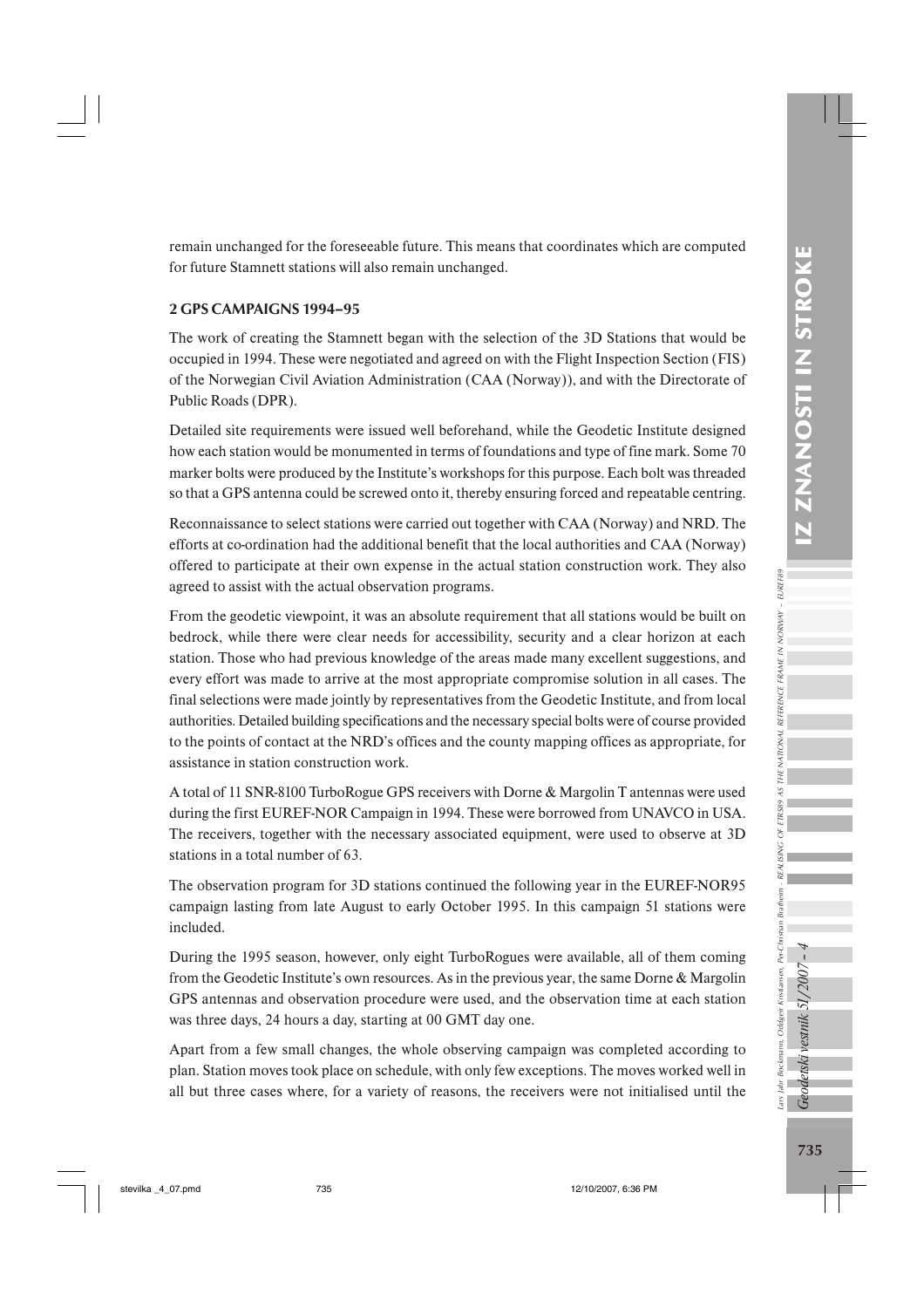remain unchanged for the foreseeable future. This means that coordinates which are computed for future Stamnett stations will also remain unchanged.

## 2 GPS CAMPAIGNS 1994–95

The work of creating the Stamnett began with the selection of the 3D Stations that would be occupied in 1994. These were negotiated and agreed on with the Flight Inspection Section (FIS) of the Norwegian Civil Aviation Administration (CAA (Norway)), and with the Directorate of Public Roads (DPR).

Detailed site requirements were issued well beforehand, while the Geodetic Institute designed how each station would be monumented in terms of foundations and type of fine mark. Some 70 marker bolts were produced by the Institute's workshops for this purpose. Each bolt was threaded so that a GPS antenna could be screwed onto it, thereby ensuring forced and repeatable centring.

Reconnaissance to select stations were carried out together with CAA (Norway) and NRD. The efforts at co-ordination had the additional benefit that the local authorities and CAA (Norway) offered to participate at their own expense in the actual station construction work. They also agreed to assist with the actual observation programs.

From the geodetic viewpoint, it was an absolute requirement that all stations would be built on bedrock, while there were clear needs for accessibility, security and a clear horizon at each station. Those who had previous knowledge of the areas made many excellent suggestions, and every effort was made to arrive at the most appropriate compromise solution in all cases. The final selections were made jointly by representatives from the Geodetic Institute, and from local authorities. Detailed building specifications and the necessary special bolts were of course provided to the points of contact at the NRD's offices and the county mapping offices as appropriate, for assistance in station construction work.

A total of 11 SNR-8100 TurboRogue GPS receivers with Dorne & Margolin T antennas were used during the first EUREF-NOR Campaign in 1994. These were borrowed from UNAVCO in USA. The receivers, together with the necessary associated equipment, were used to observe at 3D stations in a total number of 63.

The observation program for 3D stations continued the following year in the EUREF-NOR95 campaign lasting from late August to early October 1995. In this campaign 51 stations were included.

During the 1995 season, however, only eight TurboRogues were available, all of them coming from the Geodetic Institute's own resources. As in the previous year, the same Dorne & Margolin GPS antennas and observation procedure were used, and the observation time at each station was three days, 24 hours a day, starting at 00 GMT day one.

Apart from a few small changes, the whole observing campaign was completed according to plan. Station moves took place on schedule, with only few exceptions. The moves worked well in all but three cases where, for a variety of reasons, the receivers were not initialised until the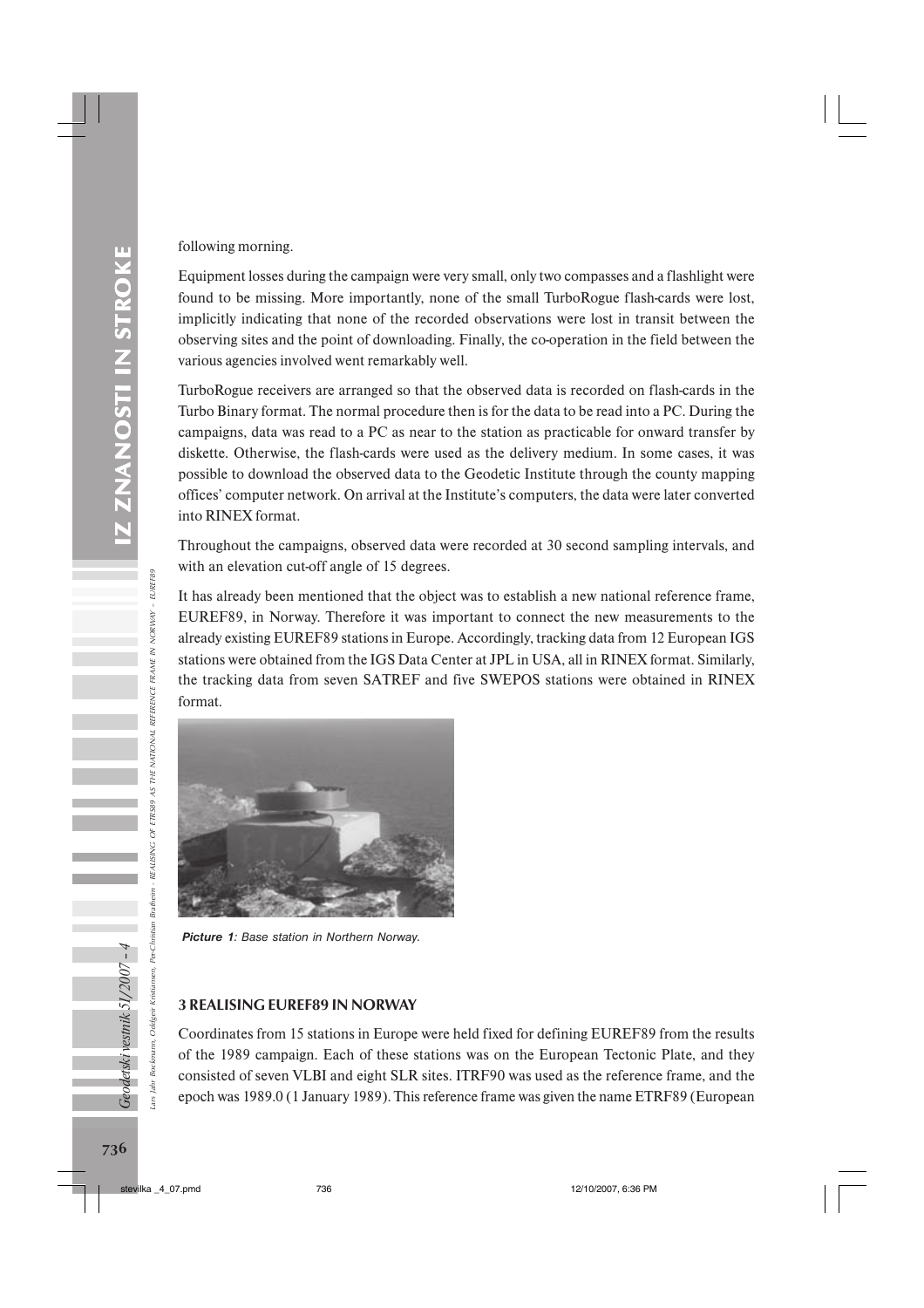following morning.

Equipment losses during the campaign were very small, only two compasses and a flashlight were found to be missing. More importantly, none of the small TurboRogue flash-cards were lost, implicitly indicating that none of the recorded observations were lost in transit between the observing sites and the point of downloading. Finally, the co-operation in the field between the various agencies involved went remarkably well.

TurboRogue receivers are arranged so that the observed data is recorded on flash-cards in the Turbo Binary format. The normal procedure then is for the data to be read into a PC. During the campaigns, data was read to a PC as near to the station as practicable for onward transfer by diskette. Otherwise, the flash-cards were used as the delivery medium. In some cases, it was possible to download the observed data to the Geodetic Institute through the county mapping offices' computer network. On arrival at the Institute's computers, the data were later converted into RINEX format.

Throughout the campaigns, observed data were recorded at 30 second sampling intervals, and with an elevation cut-off angle of 15 degrees.

It has already been mentioned that the object was to establish a new national reference frame, EUREF89, in Norway. Therefore it was important to connect the new measurements to the already existing EUREF89 stations in Europe. Accordingly, tracking data from 12 European IGS stations were obtained from the IGS Data Center at JPL in USA, all in RINEX format. Similarly, the tracking data from seven SATREF and five SWEPOS stations were obtained in RINEX format.

***Picture 1**: Base station in Northern Norway.*

## 3 REALISING EUREF89 IN NORWAY

Coordinates from 15 stations in Europe were held fixed for defining EUREF89 from the results of the 1989 campaign. Each of these stations was on the European Tectonic Plate, and they consisted of seven VLBI and eight SLR sites. ITRF90 was used as the reference frame, and the epoch was 1989.0 (1 January 1989). This reference frame was given the name ETRF89 (European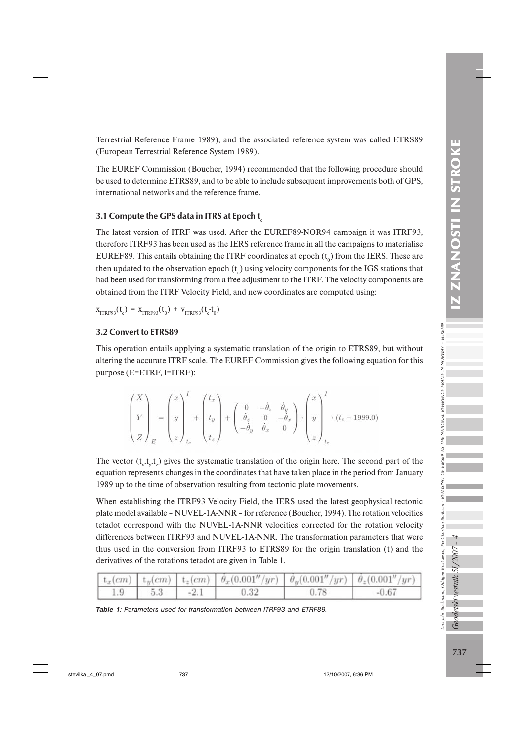Terrestrial Reference Frame 1989), and the associated reference system was called ETRS89 (European Terrestrial Reference System 1989).

The EUREF Commission (Boucher, 1994) recommended that the following procedure should be used to determine ETRS89, and to be able to include subsequent improvements both of GPS, international networks and the reference frame.

### 3.1 Compute the GPS data in ITRS at Epoch $t_c$

The latest version of ITRF was used. After the EUREF89-NOR94 campaign it was ITRF93, therefore ITRF93 has been used as the IERS reference frame in all the campaigns to materialise EUREF89. This entails obtaining the ITRF coordinates at epoch ($t_0$) from the IERS. These are then updated to the observation epoch ($t_c$) using velocity components for the IGS stations that had been used for transforming from a free adjustment to the ITRF. The velocity components are obtained from the ITRF Velocity Field, and new coordinates are computed using:

$$x_{ITRF93}(t_c) = x_{ITRF93}(t_0) + v_{ITRF93}(t_c - t_0)$$

### 3.2 Convert to ETRS89

This operation entails applying a systematic translation of the origin to ETRS89, but without altering the accurate ITRF scale. The EUREF Commission gives the following equation for this purpose (E=ETRF, I=ITRF):

$$\begin{pmatrix} X \\ Y \\ Z \end{pmatrix}_E = \begin{pmatrix} x \\ y \\ z \end{pmatrix}_{t_c}^I + \begin{pmatrix} t_x \\ t_y \\ t_z \end{pmatrix} + \begin{pmatrix} 0 & -\dot{\theta}_z & \dot{\theta}_y \\ \dot{\theta}_z & 0 & -\dot{\theta}_x \\ -\dot{\theta}_y & \dot{\theta}_x & 0 \end{pmatrix} \cdot \begin{pmatrix} x \\ y \\ z \end{pmatrix}_{t_c}^I \cdot (t_c - 1989.0)$$

The vector ($t_x$,$t_y$,$t_z$) gives the systematic translation of the origin here. The second part of the equation represents changes in the coordinates that have taken place in the period from January 1989 up to the time of observation resulting from tectonic plate movements.

When establishing the ITRF93 Velocity Field, the IERS used the latest geophysical tectonic plate model available – NUVEL-1A-NNR – for reference (Boucher, 1994). The rotation velocities tetadot correspond with the NUVEL-1A-NNR velocities corrected for the rotation velocity differences between ITRF93 and NUVEL-1A-NNR. The transformation parameters that were thus used in the conversion from ITRF93 to ETRS89 for the origin translation (t) and the derivatives of the rotations tetadot are given in Table 1.

| $t_x(cm)$ | $t_y(cm)$ | $t_z(cm)$ | $\dot{\theta}_x(0.001''/yr)$ | $\dot{\theta}_y(0.001''/yr)$ | $\dot{\theta}_z(0.001''/yr)$ |
|---|---|---|---|---|---|
| 1.9 | 5.3 | -2.1 | 0.32 | 0.78 | -0.67 |

***Table 1**: Parameters used for transformation between ITRF93 and ETRF89.*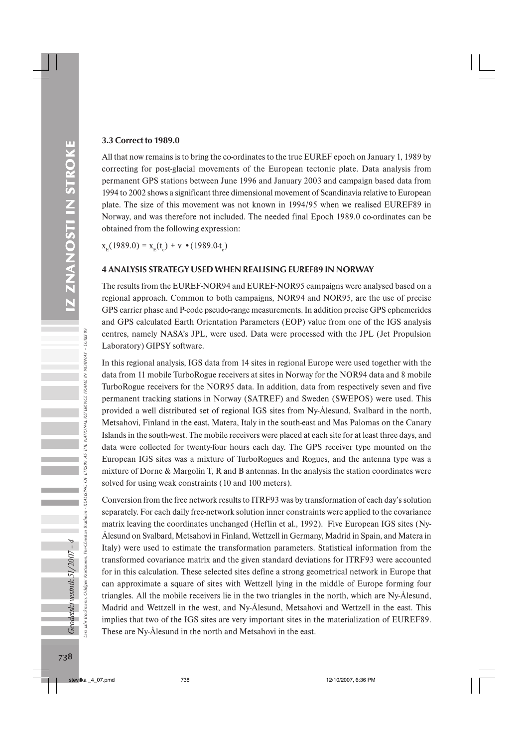### 3.3 Correct to 1989.0

All that now remains is to bring the co-ordinates to the true EUREF epoch on January 1, 1989 by correcting for post-glacial movements of the European tectonic plate. Data analysis from permanent GPS stations between June 1996 and January 2003 and campaign based data from 1994 to 2002 shows a significant three dimensional movement of Scandinavia relative to European plate. The size of this movement was not known in 1994/95 when we realised EUREF89 in Norway, and was therefore not included. The needed final Epoch 1989.0 co-ordinates can be obtained from the following expression:

$$x_E(1989.0) = x_E(t_c) + v \bullet (1989.0\text{-}t_c)$$

## 4 ANALYSIS STRATEGY USED WHEN REALISING EUREF89 IN NORWAY

The results from the EUREF-NOR94 and EUREF-NOR95 campaigns were analysed based on a regional approach. Common to both campaigns, NOR94 and NOR95, are the use of precise GPS carrier phase and P-code pseudo-range measurements. In addition precise GPS ephemerides and GPS calculated Earth Orientation Parameters (EOP) value from one of the IGS analysis centres, namely NASA's JPL, were used. Data were processed with the JPL (Jet Propulsion Laboratory) GIPSY software.

In this regional analysis, IGS data from 14 sites in regional Europe were used together with the data from 11 mobile TurboRogue receivers at sites in Norway for the NOR94 data and 8 mobile TurboRogue receivers for the NOR95 data. In addition, data from respectively seven and five permanent tracking stations in Norway (SATREF) and Sweden (SWEPOS) were used. This provided a well distributed set of regional IGS sites from Ny-Ålesund, Svalbard in the north, Metsahovi, Finland in the east, Matera, Italy in the south-east and Mas Palomas on the Canary Islands in the south-west. The mobile receivers were placed at each site for at least three days, and data were collected for twenty-four hours each day. The GPS receiver type mounted on the European IGS sites was a mixture of TurboRogues and Rogues, and the antenna type was a mixture of Dorne & Margolin T, R and B antennas. In the analysis the station coordinates were solved for using weak constraints (10 and 100 meters).

Conversion from the free network results to ITRF93 was by transformation of each day's solution separately. For each daily free-network solution inner constraints were applied to the covariance matrix leaving the coordinates unchanged (Heflin et al., 1992). Five European IGS sites (Ny-Ålesund on Svalbard, Metsahovi in Finland, Wettzell in Germany, Madrid in Spain, and Matera in Italy) were used to estimate the transformation parameters. Statistical information from the transformed covariance matrix and the given standard deviations for ITRF93 were accounted for in this calculation. These selected sites define a strong geometrical network in Europe that can approximate a square of sites with Wettzell lying in the middle of Europe forming four triangles. All the mobile receivers lie in the two triangles in the north, which are Ny-Ålesund, Madrid and Wettzell in the west, and Ny-Ålesund, Metsahovi and Wettzell in the east. This implies that two of the IGS sites are very important sites in the materialization of EUREF89. These are Ny-Ålesund in the north and Metsahovi in the east.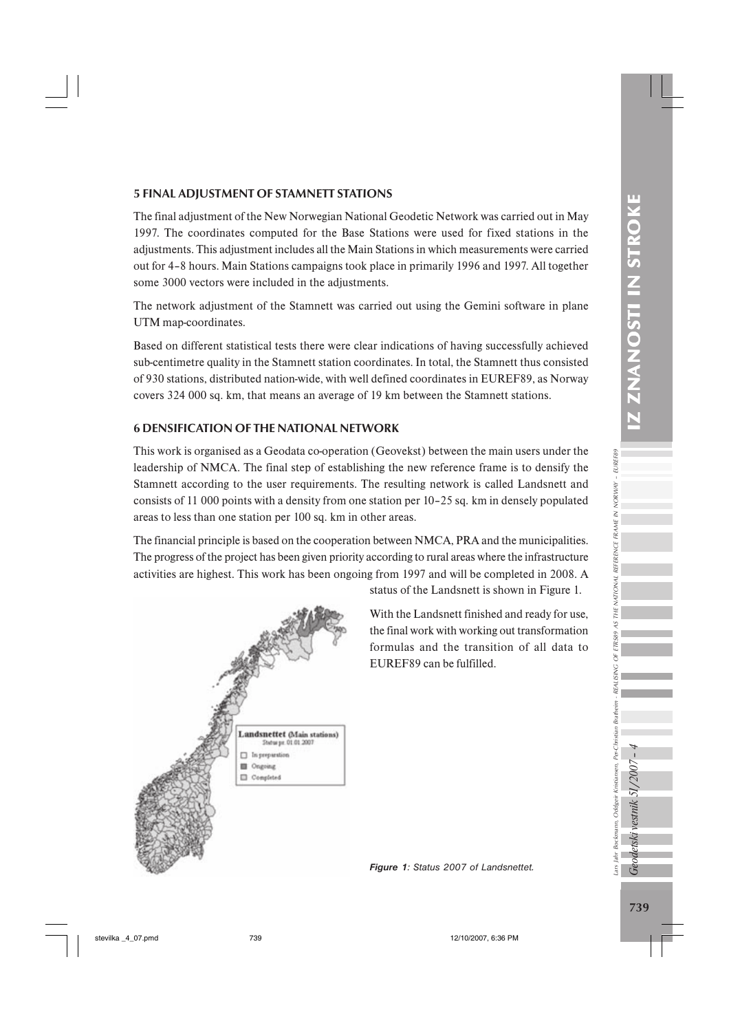## 5 FINAL ADJUSTMENT OF STAMNETT STATIONS

The final adjustment of the New Norwegian National Geodetic Network was carried out in May 1997. The coordinates computed for the Base Stations were used for fixed stations in the adjustments. This adjustment includes all the Main Stations in which measurements were carried out for 4–8 hours. Main Stations campaigns took place in primarily 1996 and 1997. All together some 3000 vectors were included in the adjustments.

The network adjustment of the Stamnett was carried out using the Gemini software in plane UTM map-coordinates.

Based on different statistical tests there were clear indications of having successfully achieved sub-centimetre quality in the Stamnett station coordinates. In total, the Stamnett thus consisted of 930 stations, distributed nation-wide, with well defined coordinates in EUREF89, as Norway covers 324 000 sq. km, that means an average of 19 km between the Stamnett stations.

## 6 DENSIFICATION OF THE NATIONAL NETWORK

This work is organised as a Geodata co-operation (Geovekst) between the main users under the leadership of NMCA. The final step of establishing the new reference frame is to densify the Stamnett according to the user requirements. The resulting network is called Landsnett and consists of 11 000 points with a density from one station per 10–25 sq. km in densely populated areas to less than one station per 100 sq. km in other areas.

The financial principle is based on the cooperation between NMCA, PRA and the municipalities. The progress of the project has been given priority according to rural areas where the infrastructure activities are highest. This work has been ongoing from 1997 and will be completed in 2008. A status of the Landsnett is shown in Figure 1.

With the Landsnett finished and ready for use, the final work with working out transformation formulas and the transition of all data to EUREF89 can be fulfilled.

Landsnettet (Main stations)
Status pr. 01.01.2007
In preparation
Ongoing
Completed

*Figure 1: Status 2007 of Landsnettet.*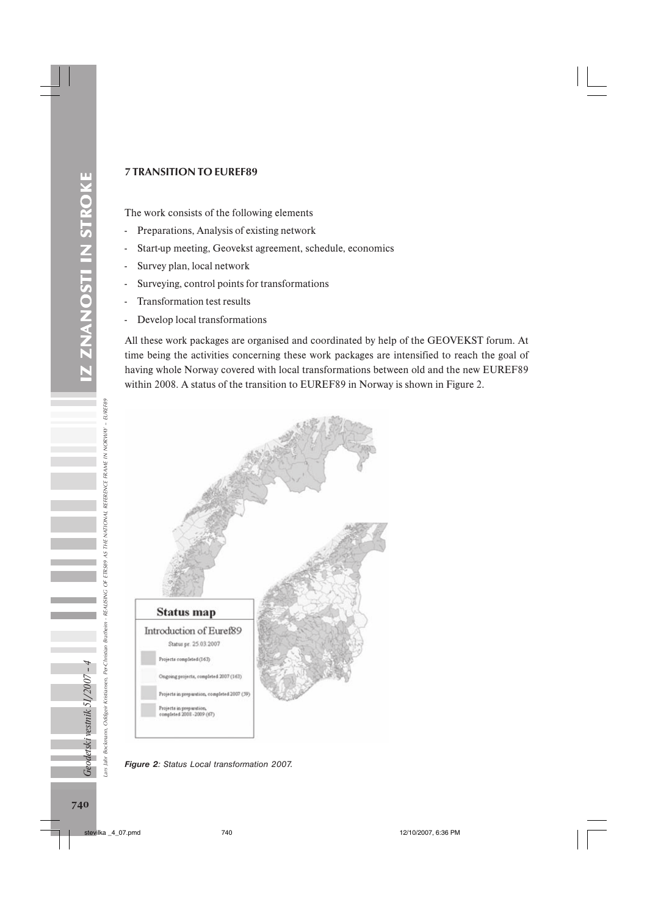## 7 TRANSITION TO EUREF89

The work consists of the following elements

- Preparations, Analysis of existing network
- Start-up meeting, Geovekst agreement, schedule, economics
- Survey plan, local network
- Surveying, control points for transformations
- Transformation test results
- Develop local transformations

All these work packages are organised and coordinated by help of the GEOVEKST forum. At time being the activities concerning these work packages are intensified to reach the goal of having whole Norway covered with local transformations between old and the new EUREF89 within 2008. A status of the transition to EUREF89 in Norway is shown in Figure 2.

Status map

Introduction of Euref89

Status pr. 25.03.2007

Projects completed (163)

Ongoing projects, completed 2007 (163)

Projects in preparation, completed 2007 (59)

Projects in preparation, completed 2008 -2009 (67)

***Figure 2**: Status Local transformation 2007.*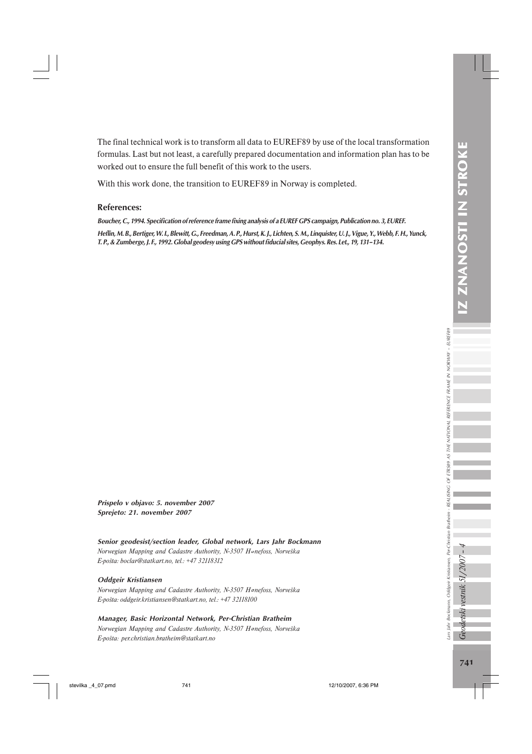The final technical work is to transform all data to EUREF89 by use of the local transformation formulas. Last but not least, a carefully prepared documentation and information plan has to be worked out to ensure the full benefit of this work to the users.

With this work done, the transition to EUREF89 in Norway is completed.

## References:

***Boucher, C., 1994. Specification of reference frame fixing analysis of a EUREF GPS campaign, Publication no. 3, EUREF.***

***Heflin, M. B., Bertiger, W. I., Blewitt, G., Freedman, A. P., Hurst, K. J., Lichten, S. M., Linquister, U. J., Vigue, Y., Webb, F. H., Yunck, T. P., & Zumberge, J. F., 1992. Global geodesy using GPS without fiducial sites, Geophys. Res. Let., 19, 131–134.***

***Prispelo v objavo: 5. november 2007***
***Sprejeto: 21. november 2007***

***Senior geodesist/section leader, Global network, Lars Jahr Bockmann***
*Norwegian Mapping and Cadastre Authority, N-3507 Hønefoss, Norveška*
*E-pošta: boclar@statkart.no, tel.: +47 32118312*

***Oddgeir Kristiansen***
*Norwegian Mapping and Cadastre Authority, N-3507 Hønefoss, Norveška*
*E-pošta: oddgeir.kristiansen@statkart.no, tel.: +47 32118100*

***Manager, Basic Horizontal Network, Per-Christian Bratheim***
*Norwegian Mapping and Cadastre Authority, N-3507 Hønefoss, Norveška*
*E-pošta: per.christian.bratheim@statkart.no*